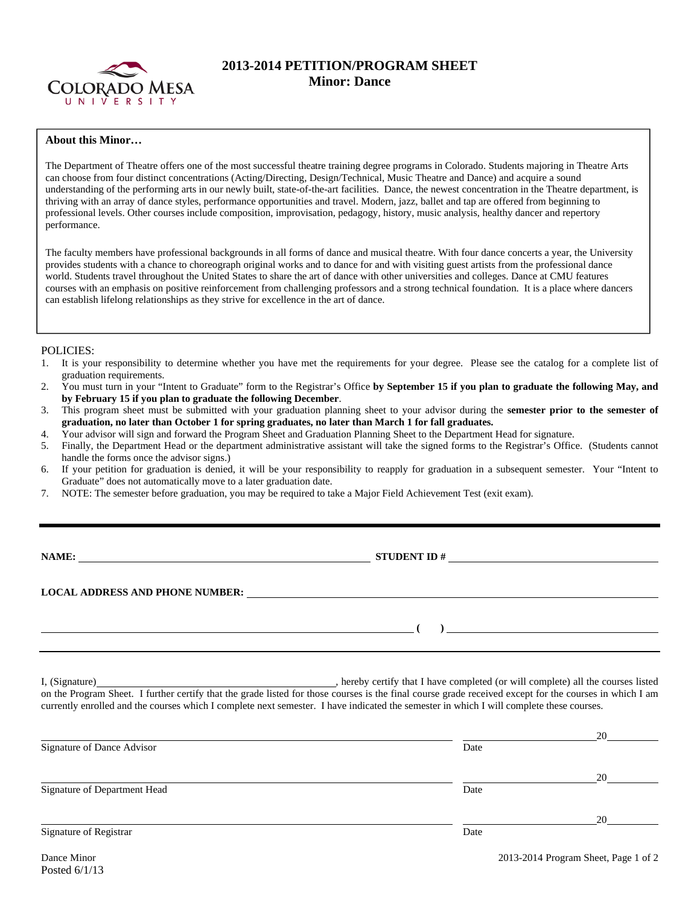# 2013-2014 PETITION/PROGRAM SHEET
## Minor: Dance

**About this Minor…**

The Department of Theatre offers one of the most successful theatre training degree programs in Colorado. Students majoring in Theatre Arts can choose from four distinct concentrations (Acting/Directing, Design/Technical, Music Theatre and Dance) and acquire a sound understanding of the performing arts in our newly built, state-of-the-art facilities. Dance, the newest concentration in the Theatre department, is thriving with an array of dance styles, performance opportunities and travel. Modern, jazz, ballet and tap are offered from beginning to professional levels. Other courses include composition, improvisation, pedagogy, history, music analysis, healthy dancer and repertory performance.

The faculty members have professional backgrounds in all forms of dance and musical theatre. With four dance concerts a year, the University provides students with a chance to choreograph original works and to dance for and with visiting guest artists from the professional dance world. Students travel throughout the United States to share the art of dance with other universities and colleges. Dance at CMU features courses with an emphasis on positive reinforcement from challenging professors and a strong technical foundation. It is a place where dancers can establish lifelong relationships as they strive for excellence in the art of dance.

POLICIES:

1. It is your responsibility to determine whether you have met the requirements for your degree. Please see the catalog for a complete list of graduation requirements.
2. You must turn in your "Intent to Graduate" form to the Registrar's Office **by September 15 if you plan to graduate the following May, and by February 15 if you plan to graduate the following December**.
3. This program sheet must be submitted with your graduation planning sheet to your advisor during the **semester prior to the semester of graduation, no later than October 1 for spring graduates, no later than March 1 for fall graduates.**
4. Your advisor will sign and forward the Program Sheet and Graduation Planning Sheet to the Department Head for signature.
5. Finally, the Department Head or the department administrative assistant will take the signed forms to the Registrar's Office. (Students cannot handle the forms once the advisor signs.)
6. If your petition for graduation is denied, it will be your responsibility to reapply for graduation in a subsequent semester. Your "Intent to Graduate" does not automatically move to a later graduation date.
7. NOTE: The semester before graduation, you may be required to take a Major Field Achievement Test (exit exam).

---

**NAME:** ______________________________ **STUDENT ID #** ______________________________

**LOCAL ADDRESS AND PHONE NUMBER:** ______________________________

______________________________ **( )** ______________________________

---

I, (Signature) ______________________________, hereby certify that I have completed (or will complete) all the courses listed on the Program Sheet. I further certify that the grade listed for those courses is the final course grade received except for the courses in which I am currently enrolled and the courses which I complete next semester. I have indicated the semester in which I will complete these courses.

______________________________ ______________ 20______
Signature of Dance Advisor Date

______________________________ ______________ 20______
Signature of Department Head Date

______________________________ ______________ 20______
Signature of Registrar Date

Dance Minor
Posted 6/1/13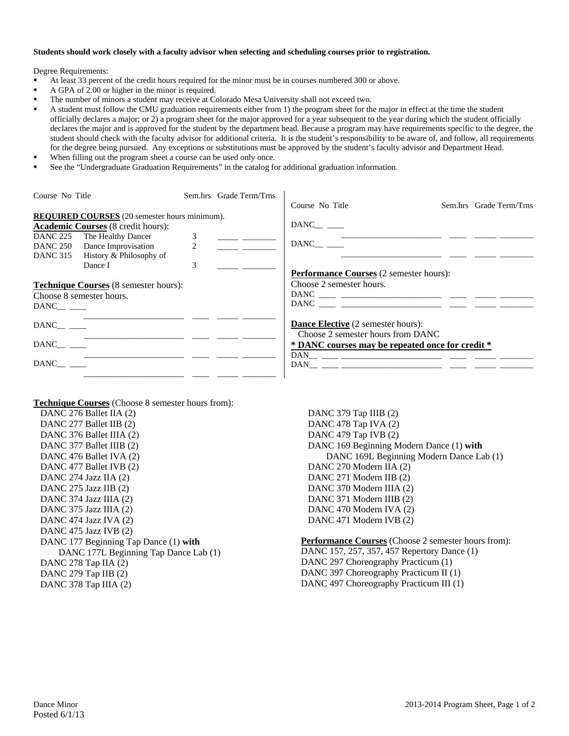**Students should work closely with a faculty advisor when selecting and scheduling courses prior to registration.**

Degree Requirements:

- At least 33 percent of the credit hours required for the minor must be in courses numbered 300 or above.
- A GPA of 2.00 or higher in the minor is required.
- The number of minors a student may receive at Colorado Mesa University shall not exceed two.
- A student must follow the CMU graduation requirements either from 1) the program sheet for the major in effect at the time the student officially declares a major; or 2) a program sheet for the major approved for a year subsequent to the year during which the student officially declares the major and is approved for the student by the department head. Because a program may have requirements specific to the degree, the student should check with the faculty advisor for additional criteria. It is the student's responsibility to be aware of, and follow, all requirements for the degree being pursued. Any exceptions or substitutions must be approved by the student's faculty advisor and Department Head.
- When filling out the program sheet a course can be used only once.
- See the "Undergraduate Graduation Requirements" in the catalog for additional graduation information.

| Course No | Title | Sem.hrs | Grade | Term/Trns |
|---|---|---|---|---|
| **REQUIRED COURSES** (20 semester hours minimum). | | | | |
| **Academic Courses** (8 credit hours): | | | | |
| DANC 225 | The Healthy Dancer | 3 | | |
| DANC 250 | Dance Improvisation | 2 | | |
| DANC 315 | History & Philosophy of Dance I | 3 | | |
| **Technique Courses** (8 semester hours): | | | | |
| Choose 8 semester hours. | | | | |
| DANC__ ____ | | | | |
| DANC__ ____ | | | | |
| DANC__ ____ | | | | |
| DANC__ ____ | | | | |
| DANC__ ____ | | | | |
| DANC__ ____ | | | | |
| **Performance Courses** (2 semester hours): | | | | |
| Choose 2 semester hours. | | | | |
| DANC ____ | | | | |
| DANC ____ | | | | |
| **Dance Elective** (2 semester hours): | | | | |
| Choose 2 semester hours from DANC | | | | |
| **\* DANC courses may be repeated once for credit \*** | | | | |
| DAN__ ____ | | | | |
| DAN__ ____ | | | | |

**Technique Courses** (Choose 8 semester hours from):

DANC 276 Ballet IIA (2)
DANC 277 Ballet IIB (2)
DANC 376 Ballet IIIA (2)
DANC 377 Ballet IIIB (2)
DANC 476 Ballet IVA (2)
DANC 477 Ballet IVB (2)
DANC 274 Jazz IIA (2)
DANC 275 Jazz IIB (2)
DANC 374 Jazz IIIA (2)
DANC 375 Jazz IIIA (2)
DANC 474 Jazz IVA (2)
DANC 475 Jazz IVB (2)
DANC 177 Beginning Tap Dance (1) **with** DANC 177L Beginning Tap Dance Lab (1)
DANC 278 Tap IIA (2)
DANC 279 Tap IIB (2)
DANC 378 Tap IIIA (2)
DANC 379 Tap IIIB (2)
DANC 478 Tap IVA (2)
DANC 479 Tap IVB (2)
DANC 169 Beginning Modern Dance (1) **with** DANC 169L Beginning Modern Dance Lab (1)
DANC 270 Modern IIA (2)
DANC 271 Modern IIB (2)
DANC 370 Modern IIIA (2)
DANC 371 Modern IIIB (2)
DANC 470 Modern IVA (2)
DANC 471 Modern IVB (2)

**Performance Courses** (Choose 2 semester hours from):

DANC 157, 257, 357, 457 Repertory Dance (1)
DANC 297 Choreography Practicum (1)
DANC 397 Choreography Practicum II (1)
DANC 497 Choreography Practicum III (1)

Dance Minor
Posted 6/1/13